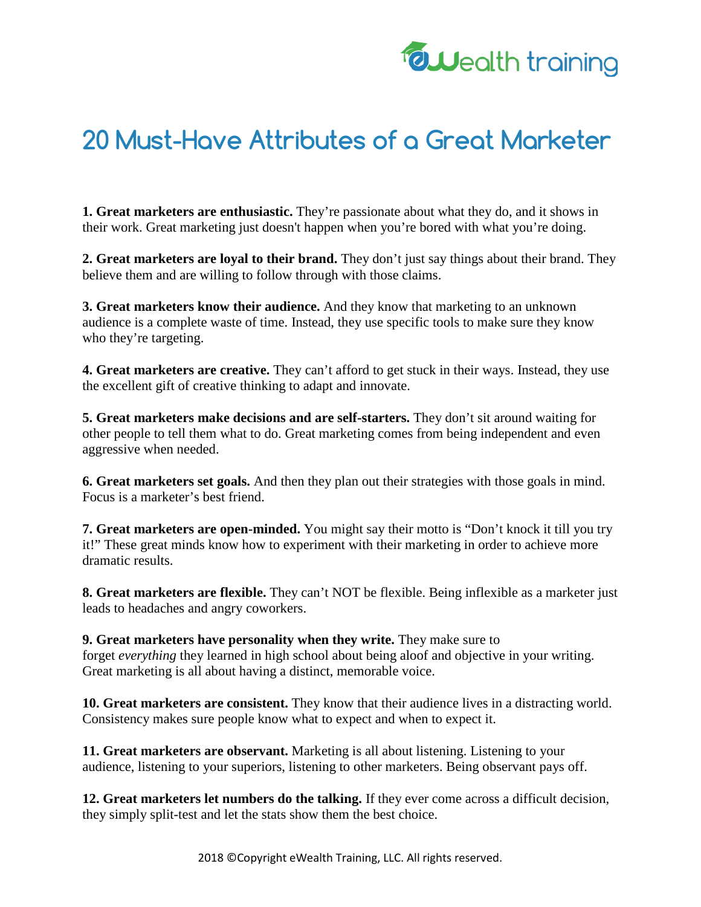# 20 Must-Have Attributes of a Great Marketer

**1. Great marketers are enthusiastic.** They're passionate about what they do, and it shows in their work. Great marketing just doesn't happen when you're bored with what you're doing.

**2. Great marketers are loyal to their brand.** They don't just say things about their brand. They believe them and are willing to follow through with those claims.

**3. Great marketers know their audience.** And they know that marketing to an unknown audience is a complete waste of time. Instead, they use specific tools to make sure they know who they're targeting.

**4. Great marketers are creative.** They can't afford to get stuck in their ways. Instead, they use the excellent gift of creative thinking to adapt and innovate.

**5. Great marketers make decisions and are self-starters.** They don't sit around waiting for other people to tell them what to do. Great marketing comes from being independent and even aggressive when needed.

**6. Great marketers set goals.** And then they plan out their strategies with those goals in mind. Focus is a marketer's best friend.

**7. Great marketers are open-minded.** You might say their motto is "Don't knock it till you try it!" These great minds know how to experiment with their marketing in order to achieve more dramatic results.

**8. Great marketers are flexible.** They can't NOT be flexible. Being inflexible as a marketer just leads to headaches and angry coworkers.

**9. Great marketers have personality when they write.** They make sure to forget *everything* they learned in high school about being aloof and objective in your writing. Great marketing is all about having a distinct, memorable voice.

**10. Great marketers are consistent.** They know that their audience lives in a distracting world. Consistency makes sure people know what to expect and when to expect it.

**11. Great marketers are observant.** Marketing is all about listening. Listening to your audience, listening to your superiors, listening to other marketers. Being observant pays off.

**12. Great marketers let numbers do the talking.** If they ever come across a difficult decision, they simply split-test and let the stats show them the best choice.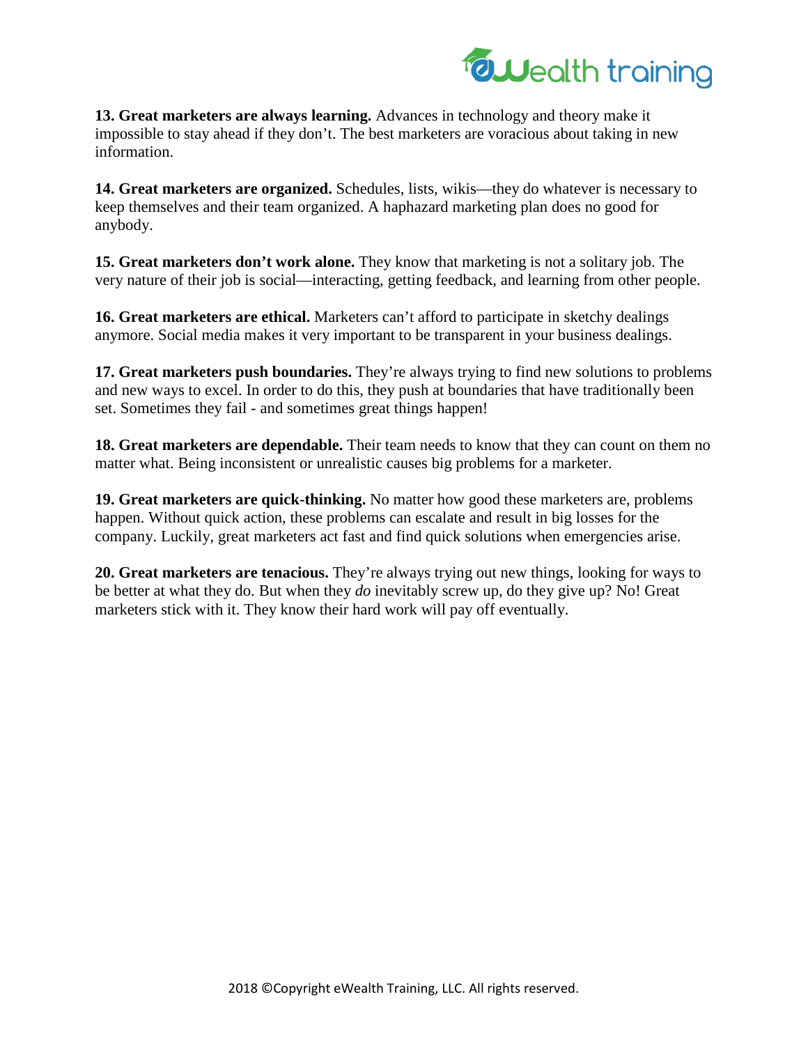**13. Great marketers are always learning.** Advances in technology and theory make it impossible to stay ahead if they don't. The best marketers are voracious about taking in new information.

**14. Great marketers are organized.** Schedules, lists, wikis—they do whatever is necessary to keep themselves and their team organized. A haphazard marketing plan does no good for anybody.

**15. Great marketers don't work alone.** They know that marketing is not a solitary job. The very nature of their job is social—interacting, getting feedback, and learning from other people.

**16. Great marketers are ethical.** Marketers can't afford to participate in sketchy dealings anymore. Social media makes it very important to be transparent in your business dealings.

**17. Great marketers push boundaries.** They're always trying to find new solutions to problems and new ways to excel. In order to do this, they push at boundaries that have traditionally been set. Sometimes they fail - and sometimes great things happen!

**18. Great marketers are dependable.** Their team needs to know that they can count on them no matter what. Being inconsistent or unrealistic causes big problems for a marketer.

**19. Great marketers are quick-thinking.** No matter how good these marketers are, problems happen. Without quick action, these problems can escalate and result in big losses for the company. Luckily, great marketers act fast and find quick solutions when emergencies arise.

**20. Great marketers are tenacious.** They're always trying out new things, looking for ways to be better at what they do. But when they *do* inevitably screw up, do they give up? No! Great marketers stick with it. They know their hard work will pay off eventually.